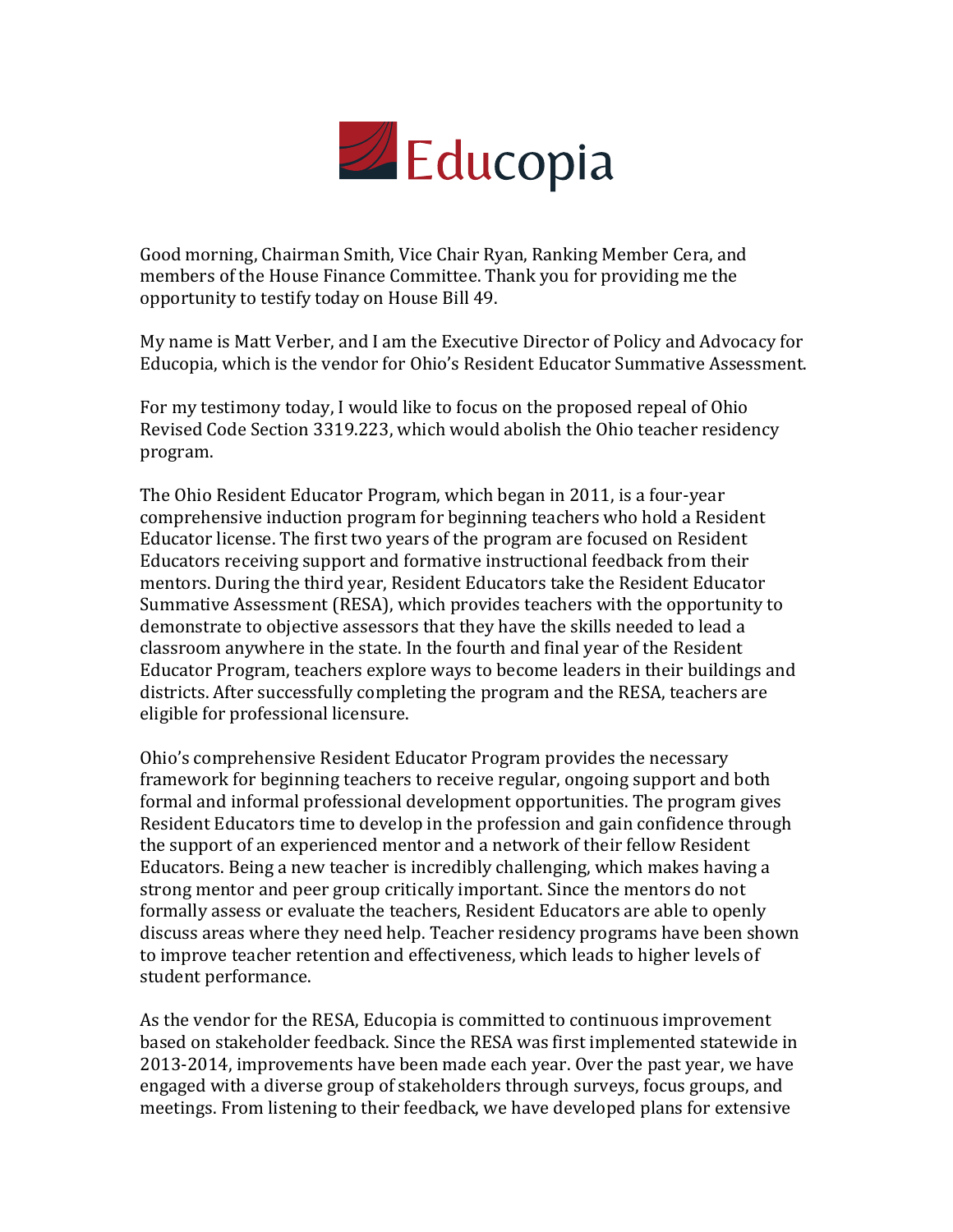Educopia

Good morning, Chairman Smith, Vice Chair Ryan, Ranking Member Cera, and members of the House Finance Committee. Thank you for providing me the opportunity to testify today on House Bill 49.

My name is Matt Verber, and I am the Executive Director of Policy and Advocacy for Educopia, which is the vendor for Ohio's Resident Educator Summative Assessment.

For my testimony today, I would like to focus on the proposed repeal of Ohio Revised Code Section 3319.223, which would abolish the Ohio teacher residency program.

The Ohio Resident Educator Program, which began in 2011, is a four-year comprehensive induction program for beginning teachers who hold a Resident Educator license. The first two years of the program are focused on Resident Educators receiving support and formative instructional feedback from their mentors. During the third year, Resident Educators take the Resident Educator Summative Assessment (RESA), which provides teachers with the opportunity to demonstrate to objective assessors that they have the skills needed to lead a classroom anywhere in the state. In the fourth and final year of the Resident Educator Program, teachers explore ways to become leaders in their buildings and districts. After successfully completing the program and the RESA, teachers are eligible for professional licensure.

Ohio's comprehensive Resident Educator Program provides the necessary framework for beginning teachers to receive regular, ongoing support and both formal and informal professional development opportunities. The program gives Resident Educators time to develop in the profession and gain confidence through the support of an experienced mentor and a network of their fellow Resident Educators. Being a new teacher is incredibly challenging, which makes having a strong mentor and peer group critically important. Since the mentors do not formally assess or evaluate the teachers, Resident Educators are able to openly discuss areas where they need help. Teacher residency programs have been shown to improve teacher retention and effectiveness, which leads to higher levels of student performance.

As the vendor for the RESA, Educopia is committed to continuous improvement based on stakeholder feedback. Since the RESA was first implemented statewide in 2013-2014, improvements have been made each year. Over the past year, we have engaged with a diverse group of stakeholders through surveys, focus groups, and meetings. From listening to their feedback, we have developed plans for extensive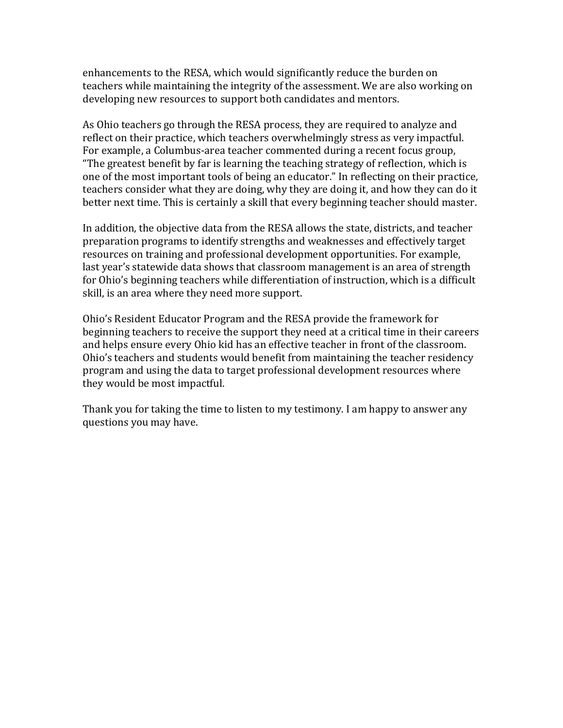enhancements to the RESA, which would significantly reduce the burden on teachers while maintaining the integrity of the assessment. We are also working on developing new resources to support both candidates and mentors.

As Ohio teachers go through the RESA process, they are required to analyze and reflect on their practice, which teachers overwhelmingly stress as very impactful. For example, a Columbus-area teacher commented during a recent focus group, "The greatest benefit by far is learning the teaching strategy of reflection, which is one of the most important tools of being an educator." In reflecting on their practice, teachers consider what they are doing, why they are doing it, and how they can do it better next time. This is certainly a skill that every beginning teacher should master.

In addition, the objective data from the RESA allows the state, districts, and teacher preparation programs to identify strengths and weaknesses and effectively target resources on training and professional development opportunities. For example, last year's statewide data shows that classroom management is an area of strength for Ohio's beginning teachers while differentiation of instruction, which is a difficult skill, is an area where they need more support.

Ohio's Resident Educator Program and the RESA provide the framework for beginning teachers to receive the support they need at a critical time in their careers and helps ensure every Ohio kid has an effective teacher in front of the classroom. Ohio's teachers and students would benefit from maintaining the teacher residency program and using the data to target professional development resources where they would be most impactful.

Thank you for taking the time to listen to my testimony. I am happy to answer any questions you may have.